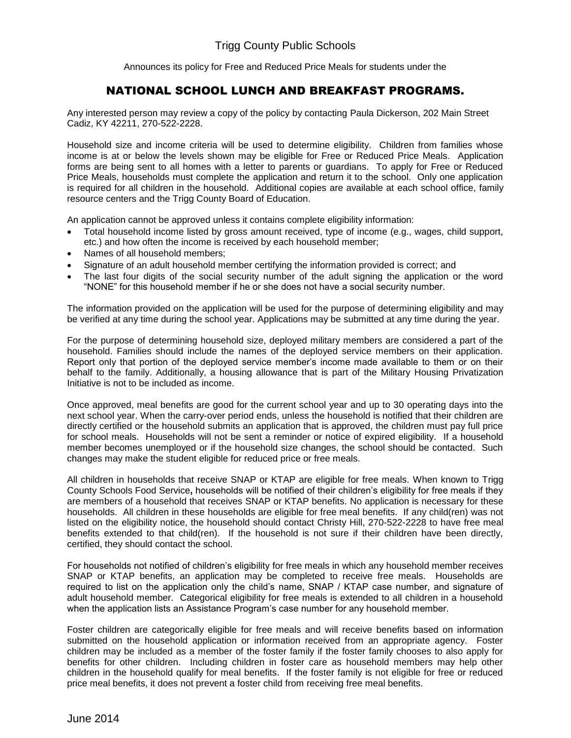Trigg County Public Schools

Announces its policy for Free and Reduced Price Meals for students under the

# NATIONAL SCHOOL LUNCH AND BREAKFAST PROGRAMS.

Any interested person may review a copy of the policy by contacting Paula Dickerson, 202 Main Street Cadiz, KY 42211, 270-522-2228.

Household size and income criteria will be used to determine eligibility. Children from families whose income is at or below the levels shown may be eligible for Free or Reduced Price Meals. Application forms are being sent to all homes with a letter to parents or guardians. To apply for Free or Reduced Price Meals, households must complete the application and return it to the school. Only one application is required for all children in the household. Additional copies are available at each school office, family resource centers and the Trigg County Board of Education.

An application cannot be approved unless it contains complete eligibility information:

- Total household income listed by gross amount received, type of income (e.g., wages, child support, etc.) and how often the income is received by each household member;
- Names of all household members;
- Signature of an adult household member certifying the information provided is correct; and
- The last four digits of the social security number of the adult signing the application or the word "NONE" for this household member if he or she does not have a social security number.

The information provided on the application will be used for the purpose of determining eligibility and may be verified at any time during the school year. Applications may be submitted at any time during the year.

For the purpose of determining household size, deployed military members are considered a part of the household. Families should include the names of the deployed service members on their application. Report only that portion of the deployed service member's income made available to them or on their behalf to the family. Additionally, a housing allowance that is part of the Military Housing Privatization Initiative is not to be included as income.

Once approved, meal benefits are good for the current school year and up to 30 operating days into the next school year. When the carry-over period ends, unless the household is notified that their children are directly certified or the household submits an application that is approved, the children must pay full price for school meals. Households will not be sent a reminder or notice of expired eligibility. If a household member becomes unemployed or if the household size changes, the school should be contacted. Such changes may make the student eligible for reduced price or free meals.

All children in households that receive SNAP or KTAP are eligible for free meals. When known to Trigg County Schools Food Service**,** households will be notified of their children's eligibility for free meals if they are members of a household that receives SNAP or KTAP benefits. No application is necessary for these households. All children in these households are eligible for free meal benefits. If any child(ren) was not listed on the eligibility notice, the household should contact Christy Hill, 270-522-2228 to have free meal benefits extended to that child(ren). If the household is not sure if their children have been directly, certified, they should contact the school.

For households not notified of children's eligibility for free meals in which any household member receives SNAP or KTAP benefits, an application may be completed to receive free meals. Households are required to list on the application only the child's name, SNAP / KTAP case number, and signature of adult household member. Categorical eligibility for free meals is extended to all children in a household when the application lists an Assistance Program's case number for any household member.

Foster children are categorically eligible for free meals and will receive benefits based on information submitted on the household application or information received from an appropriate agency. Foster children may be included as a member of the foster family if the foster family chooses to also apply for benefits for other children. Including children in foster care as household members may help other children in the household qualify for meal benefits. If the foster family is not eligible for free or reduced price meal benefits, it does not prevent a foster child from receiving free meal benefits.

June 2014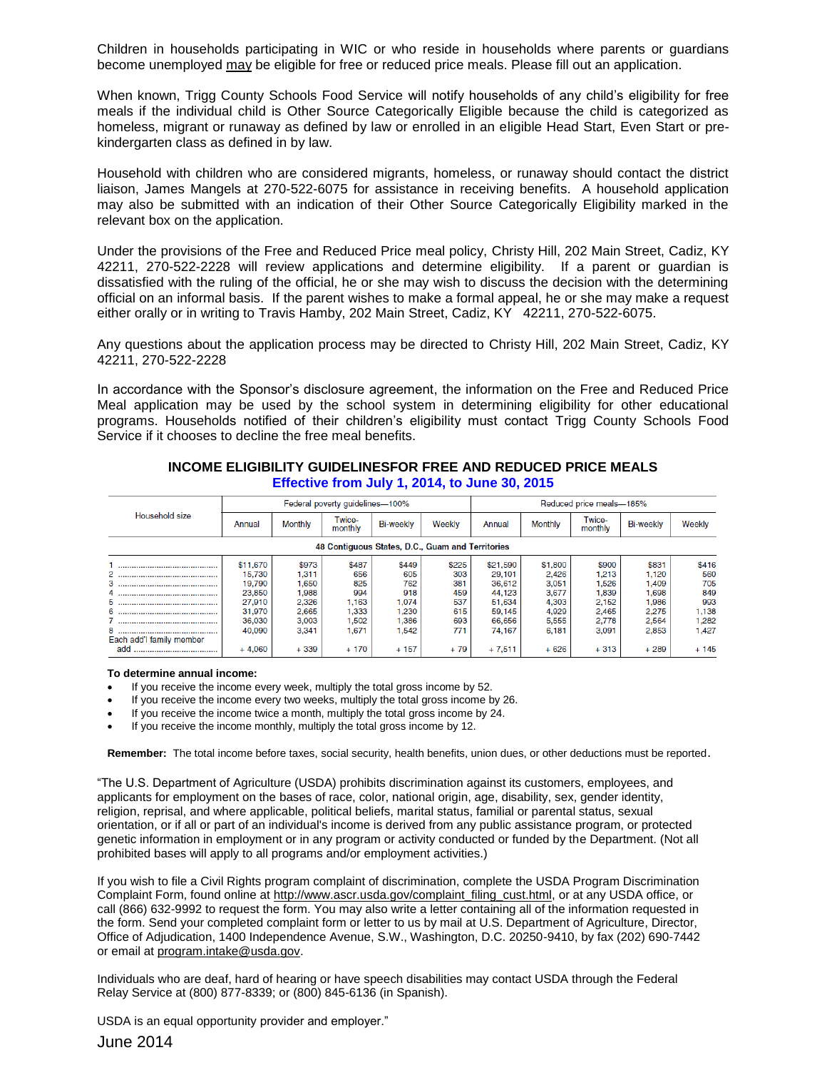Children in households participating in WIC or who reside in households where parents or guardians become unemployed may be eligible for free or reduced price meals. Please fill out an application.

When known, Trigg County Schools Food Service will notify households of any child's eligibility for free meals if the individual child is Other Source Categorically Eligible because the child is categorized as homeless, migrant or runaway as defined by law or enrolled in an eligible Head Start, Even Start or pre-kindergarten class as defined in by law.

Household with children who are considered migrants, homeless, or runaway should contact the district liaison, James Mangels at 270-522-6075 for assistance in receiving benefits. A household application may also be submitted with an indication of their Other Source Categorically Eligibility marked in the relevant box on the application.

Under the provisions of the Free and Reduced Price meal policy, Christy Hill, 202 Main Street, Cadiz, KY 42211, 270-522-2228 will review applications and determine eligibility. If a parent or guardian is dissatisfied with the ruling of the official, he or she may wish to discuss the decision with the determining official on an informal basis. If the parent wishes to make a formal appeal, he or she may make a request either orally or in writing to Travis Hamby, 202 Main Street, Cadiz, KY 42211, 270-522-6075.

Any questions about the application process may be directed to Christy Hill, 202 Main Street, Cadiz, KY 42211, 270-522-2228

In accordance with the Sponsor's disclosure agreement, the information on the Free and Reduced Price Meal application may be used by the school system in determining eligibility for other educational programs. Households notified of their children's eligibility must contact Trigg County Schools Food Service if it chooses to decline the free meal benefits.

## INCOME ELIGIBILITY GUIDELINESFOR FREE AND REDUCED PRICE MEALS

**Effective from July 1, 2014, to June 30, 2015**

| Household size | Federal poverty guidelines—100% | | | | | Reduced price meals—185% | | | | |
|---|---|---|---|---|---|---|---|---|---|---|
| | Annual | Monthly | Twice-monthly | Bi-weekly | Weekly | Annual | Monthly | Twice-monthly | Bi-weekly | Weekly |
| 48 Contiguous States, D.C., Guam and Territories | | | | | | | | | | |
| 1 | $11,670 | $973 | $487 | $449 | $225 | $21,590 | $1,800 | $900 | $831 | $416 |
| 2 | 15,730 | 1,311 | 656 | 605 | 303 | 29,101 | 2,426 | 1,213 | 1,120 | 560 |
| 3 | 19,790 | 1,650 | 825 | 762 | 381 | 36,612 | 3,051 | 1,526 | 1,409 | 705 |
| 4 | 23,850 | 1,988 | 994 | 918 | 459 | 44,123 | 3,677 | 1,839 | 1,698 | 849 |
| 5 | 27,910 | 2,326 | 1,163 | 1,074 | 537 | 51,634 | 4,303 | 2,152 | 1,986 | 993 |
| 6 | 31,970 | 2,665 | 1,333 | 1,230 | 615 | 59,145 | 4,929 | 2,465 | 2,275 | 1,138 |
| 7 | 36,030 | 3,003 | 1,502 | 1,386 | 693 | 66,656 | 5,555 | 2,778 | 2,564 | 1,282 |
| 8 | 40,090 | 3,341 | 1,671 | 1,542 | 771 | 74,167 | 6,181 | 3,091 | 2,853 | 1,427 |
| Each add'l family member add | + 4,060 | + 339 | + 170 | + 157 | + 79 | + 7,511 | + 626 | + 313 | + 289 | + 145 |

**To determine annual income:**

- If you receive the income every week, multiply the total gross income by 52.
- If you receive the income every two weeks, multiply the total gross income by 26.
- If you receive the income twice a month, multiply the total gross income by 24.
- If you receive the income monthly, multiply the total gross income by 12.

**Remember:** The total income before taxes, social security, health benefits, union dues, or other deductions must be reported.

"The U.S. Department of Agriculture (USDA) prohibits discrimination against its customers, employees, and applicants for employment on the bases of race, color, national origin, age, disability, sex, gender identity, religion, reprisal, and where applicable, political beliefs, marital status, familial or parental status, sexual orientation, or if all or part of an individual's income is derived from any public assistance program, or protected genetic information in employment or in any program or activity conducted or funded by the Department. (Not all prohibited bases will apply to all programs and/or employment activities.)

If you wish to file a Civil Rights program complaint of discrimination, complete the USDA Program Discrimination Complaint Form, found online at http://www.ascr.usda.gov/complaint_filing_cust.html, or at any USDA office, or call (866) 632-9992 to request the form. You may also write a letter containing all of the information requested in the form. Send your completed complaint form or letter to us by mail at U.S. Department of Agriculture, Director, Office of Adjudication, 1400 Independence Avenue, S.W., Washington, D.C. 20250-9410, by fax (202) 690-7442 or email at program.intake@usda.gov.

Individuals who are deaf, hard of hearing or have speech disabilities may contact USDA through the Federal Relay Service at (800) 877-8339; or (800) 845-6136 (in Spanish).

USDA is an equal opportunity provider and employer."

June 2014